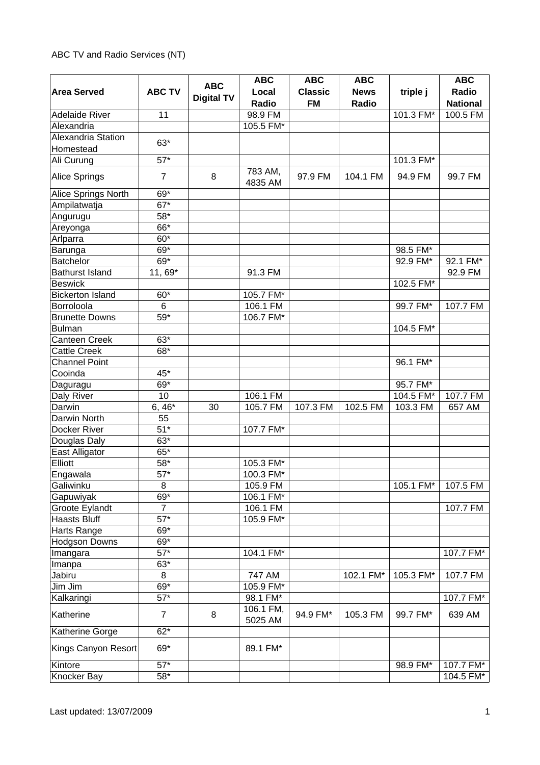ABC TV and Radio Services (NT)

| Area Served | ABC TV | ABC Digital TV | ABC Local Radio | ABC Classic FM | ABC News Radio | triple j | ABC Radio National |
|---|---|---|---|---|---|---|---|
| Adelaide River | 11 | | 98.9 FM | | | 101.3 FM* | 100.5 FM |
| Alexandria | | | 105.5 FM* | | | | |
| Alexandria Station Homestead | 63* | | | | | | |
| Ali Curung | 57* | | | | | 101.3 FM* | |
| Alice Springs | 7 | 8 | 783 AM, 4835 AM | 97.9 FM | 104.1 FM | 94.9 FM | 99.7 FM |
| Alice Springs North | 69* | | | | | | |
| Ampilatwatja | 67* | | | | | | |
| Angurugu | 58* | | | | | | |
| Areyonga | 66* | | | | | | |
| Arlparra | 60* | | | | | | |
| Barunga | 69* | | | | | 98.5 FM* | |
| Batchelor | 69* | | | | | 92.9 FM* | 92.1 FM* |
| Bathurst Island | 11, 69* | | 91.3 FM | | | | 92.9 FM |
| Beswick | | | | | | 102.5 FM* | |
| Bickerton Island | 60* | | 105.7 FM* | | | | |
| Borroloola | 6 | | 106.1 FM | | | 99.7 FM* | 107.7 FM |
| Brunette Downs | 59* | | 106.7 FM* | | | | |
| Bulman | | | | | | 104.5 FM* | |
| Canteen Creek | 63* | | | | | | |
| Cattle Creek | 68* | | | | | | |
| Channel Point | | | | | | 96.1 FM* | |
| Cooinda | 45* | | | | | | |
| Daguragu | 69* | | | | | 95.7 FM* | |
| Daly River | 10 | | 106.1 FM | | | 104.5 FM* | 107.7 FM |
| Darwin | 6, 46* | 30 | 105.7 FM | 107.3 FM | 102.5 FM | 103.3 FM | 657 AM |
| Darwin North | 55 | | | | | | |
| Docker River | 51* | | 107.7 FM* | | | | |
| Douglas Daly | 63* | | | | | | |
| East Alligator | 65* | | | | | | |
| Elliott | 58* | | 105.3 FM* | | | | |
| Engawala | 57* | | 100.3 FM* | | | | |
| Galiwinku | 8 | | 105.9 FM | | | 105.1 FM* | 107.5 FM |
| Gapuwiyak | 69* | | 106.1 FM* | | | | |
| Groote Eylandt | 7 | | 106.1 FM | | | | 107.7 FM |
| Haasts Bluff | 57* | | 105.9 FM* | | | | |
| Harts Range | 69* | | | | | | |
| Hodgson Downs | 69* | | | | | | |
| Imangara | 57* | | 104.1 FM* | | | | 107.7 FM* |
| Imanpa | 63* | | | | | | |
| Jabiru | 8 | | 747 AM | | 102.1 FM* | 105.3 FM* | 107.7 FM |
| Jim Jim | 69* | | 105.9 FM* | | | | |
| Kalkaringi | 57* | | 98.1 FM* | | | | 107.7 FM* |
| Katherine | 7 | 8 | 106.1 FM, 5025 AM | 94.9 FM* | 105.3 FM | 99.7 FM* | 639 AM |
| Katherine Gorge | 62* | | | | | | |
| Kings Canyon Resort | 69* | | 89.1 FM* | | | | |
| Kintore | 57* | | | | | 98.9 FM* | 107.7 FM* |
| Knocker Bay | 58* | | | | | | 104.5 FM* |

Last updated: 13/07/2009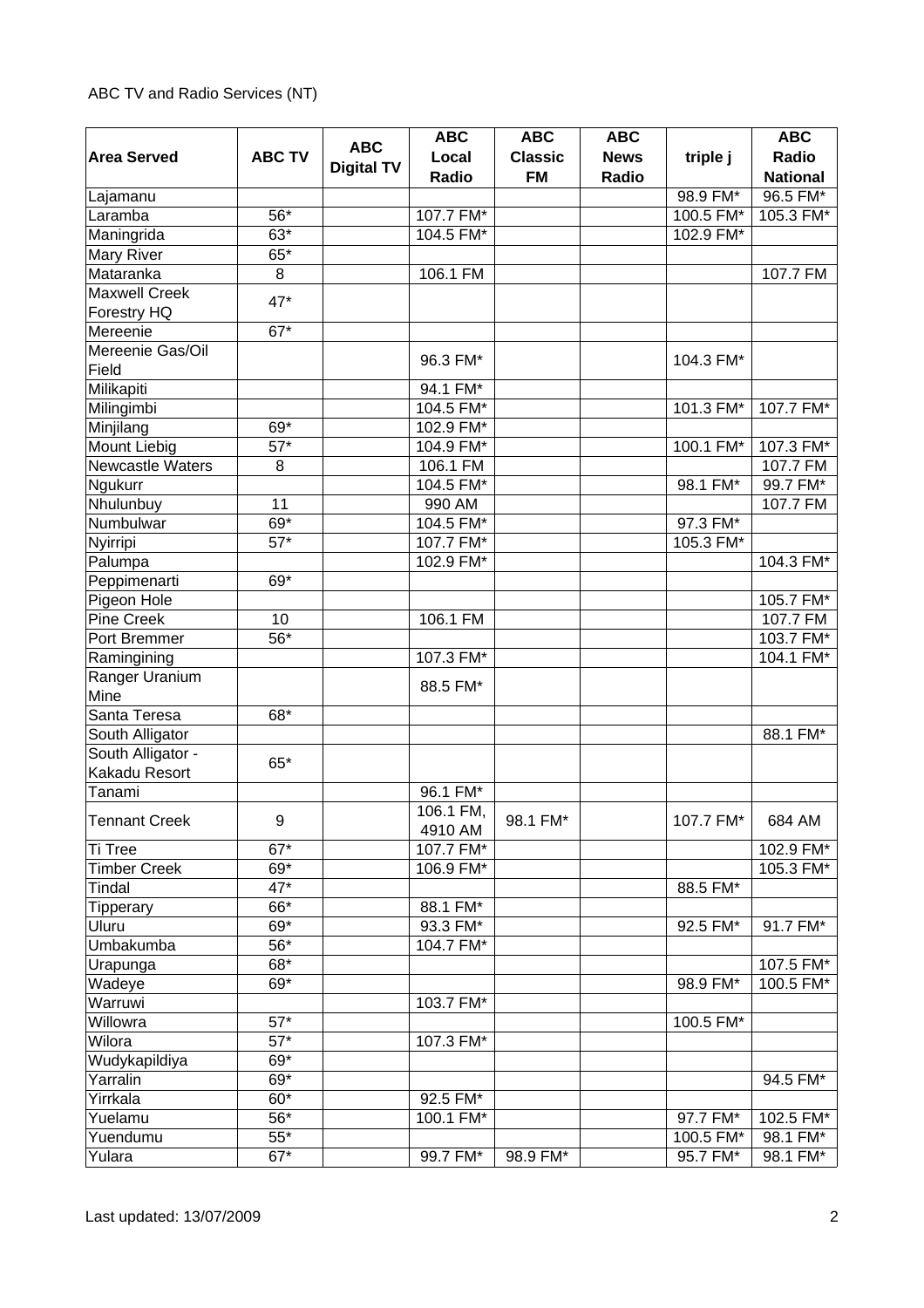ABC TV and Radio Services (NT)

| Area Served | ABC TV | ABC Digital TV | ABC Local Radio | ABC Classic FM | ABC News Radio | triple j | ABC Radio National |
|---|---|---|---|---|---|---|---|
| Lajamanu | | | | | | 98.9 FM* | 96.5 FM* |
| Laramba | 56* | | 107.7 FM* | | | 100.5 FM* | 105.3 FM* |
| Maningrida | 63* | | 104.5 FM* | | | 102.9 FM* | |
| Mary River | 65* | | | | | | |
| Mataranka | 8 | | 106.1 FM | | | | 107.7 FM |
| Maxwell Creek Forestry HQ | 47* | | | | | | |
| Mereenie | 67* | | | | | | |
| Mereenie Gas/Oil Field | | | 96.3 FM* | | | 104.3 FM* | |
| Milikapiti | | | 94.1 FM* | | | | |
| Milingimbi | | | 104.5 FM* | | | 101.3 FM* | 107.7 FM* |
| Minjilang | 69* | | 102.9 FM* | | | | |
| Mount Liebig | 57* | | 104.9 FM* | | | 100.1 FM* | 107.3 FM* |
| Newcastle Waters | 8 | | 106.1 FM | | | | 107.7 FM |
| Ngukurr | | | 104.5 FM* | | | 98.1 FM* | 99.7 FM* |
| Nhulunbuy | 11 | | 990 AM | | | | 107.7 FM |
| Numbulwar | 69* | | 104.5 FM* | | | 97.3 FM* | |
| Nyirripi | 57* | | 107.7 FM* | | | 105.3 FM* | |
| Palumpa | | | 102.9 FM* | | | | 104.3 FM* |
| Peppimenarti | 69* | | | | | | |
| Pigeon Hole | | | | | | | 105.7 FM* |
| Pine Creek | 10 | | 106.1 FM | | | | 107.7 FM |
| Port Bremmer | 56* | | | | | | 103.7 FM* |
| Ramingining | | | 107.3 FM* | | | | 104.1 FM* |
| Ranger Uranium Mine | | | 88.5 FM* | | | | |
| Santa Teresa | 68* | | | | | | |
| South Alligator | | | | | | | 88.1 FM* |
| South Alligator - Kakadu Resort | 65* | | | | | | |
| Tanami | | | 96.1 FM* | | | | |
| Tennant Creek | 9 | | 106.1 FM, 4910 AM | 98.1 FM* | | 107.7 FM* | 684 AM |
| Ti Tree | 67* | | 107.7 FM* | | | | 102.9 FM* |
| Timber Creek | 69* | | 106.9 FM* | | | | 105.3 FM* |
| Tindal | 47* | | | | | 88.5 FM* | |
| Tipperary | 66* | | 88.1 FM* | | | | |
| Uluru | 69* | | 93.3 FM* | | | 92.5 FM* | 91.7 FM* |
| Umbakumba | 56* | | 104.7 FM* | | | | |
| Urapunga | 68* | | | | | | 107.5 FM* |
| Wadeye | 69* | | | | | 98.9 FM* | 100.5 FM* |
| Warruwi | | | 103.7 FM* | | | | |
| Willowra | 57* | | | | | 100.5 FM* | |
| Wilora | 57* | | 107.3 FM* | | | | |
| Wudykapildiya | 69* | | | | | | |
| Yarralin | 69* | | | | | | 94.5 FM* |
| Yirrkala | 60* | | 92.5 FM* | | | | |
| Yuelamu | 56* | | 100.1 FM* | | | 97.7 FM* | 102.5 FM* |
| Yuendumu | 55* | | | | | 100.5 FM* | 98.1 FM* |
| Yulara | 67* | | 99.7 FM* | 98.9 FM* | | 95.7 FM* | 98.1 FM* |

Last updated: 13/07/2009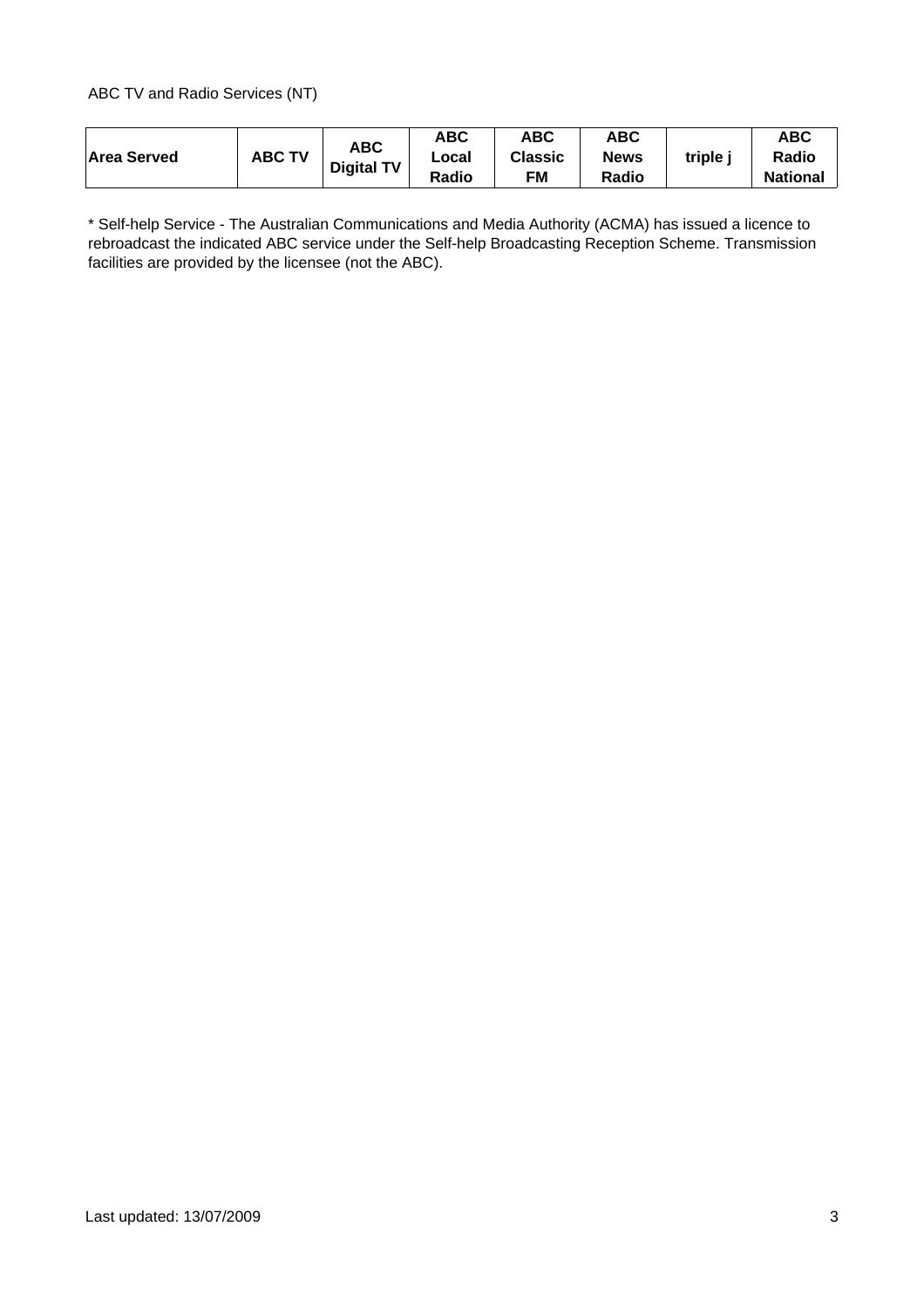ABC TV and Radio Services (NT)

| Area Served | ABC TV | ABC Digital TV | ABC Local Radio | ABC Classic FM | ABC News Radio | triple j | ABC Radio National |
|---|---|---|---|---|---|---|---|

* Self-help Service - The Australian Communications and Media Authority (ACMA) has issued a licence to rebroadcast the indicated ABC service under the Self-help Broadcasting Reception Scheme. Transmission facilities are provided by the licensee (not the ABC).

Last updated: 13/07/2009